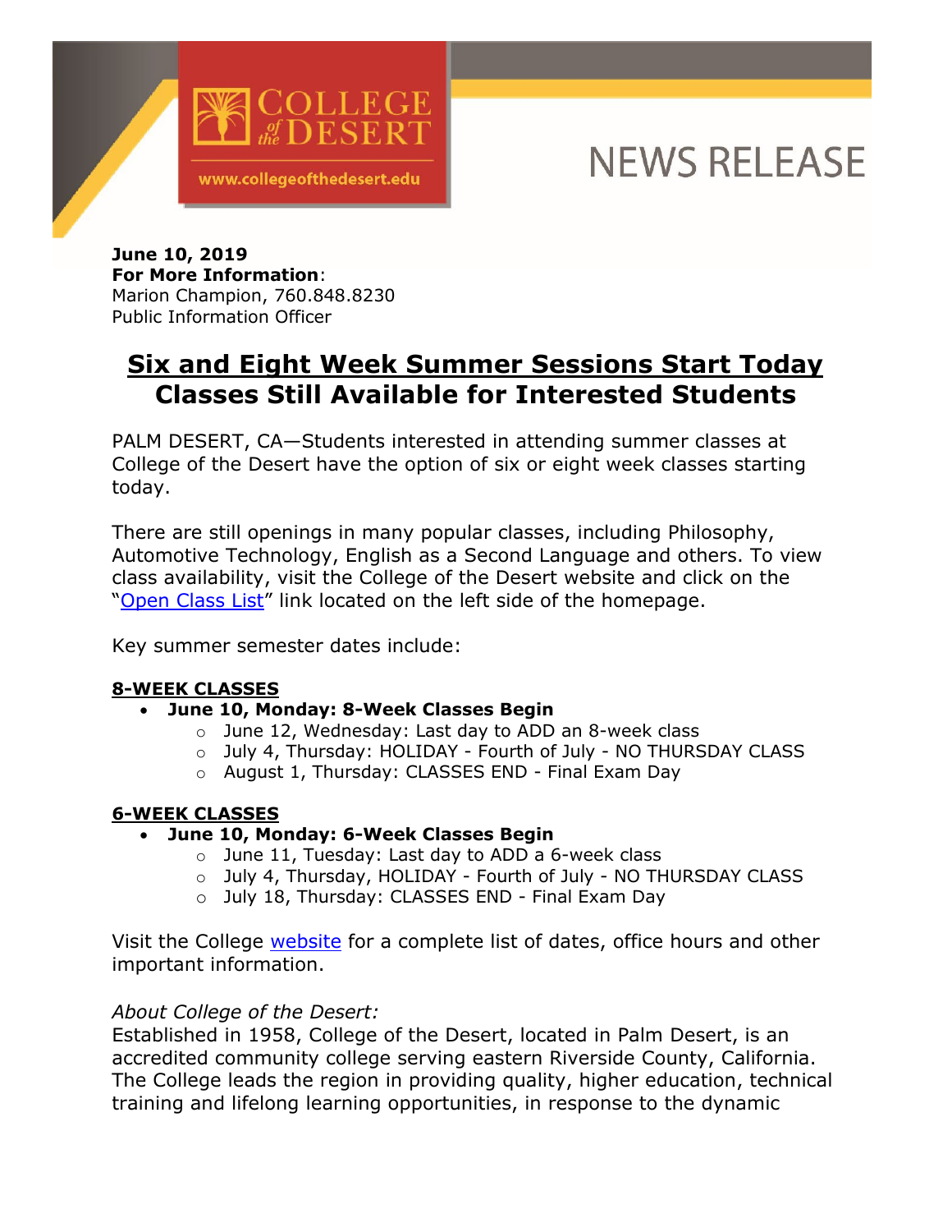COLLEGE of the DESERT

www.collegeofthedesert.edu

NEWS RELEASE

**June 10, 2019**
**For More Information**:
Marion Champion, 760.848.8230
Public Information Officer

# Six and Eight Week Summer Sessions Start Today
## Classes Still Available for Interested Students

PALM DESERT, CA—Students interested in attending summer classes at College of the Desert have the option of six or eight week classes starting today.

There are still openings in many popular classes, including Philosophy, Automotive Technology, English as a Second Language and others. To view class availability, visit the College of the Desert website and click on the "Open Class List" link located on the left side of the homepage.

Key summer semester dates include:

**8-WEEK CLASSES**

- **June 10, Monday: 8-Week Classes Begin**
  - June 12, Wednesday: Last day to ADD an 8-week class
  - July 4, Thursday: HOLIDAY - Fourth of July - NO THURSDAY CLASS
  - August 1, Thursday: CLASSES END - Final Exam Day

**6-WEEK CLASSES**

- **June 10, Monday: 6-Week Classes Begin**
  - June 11, Tuesday: Last day to ADD a 6-week class
  - July 4, Thursday, HOLIDAY - Fourth of July - NO THURSDAY CLASS
  - July 18, Thursday: CLASSES END - Final Exam Day

Visit the College website for a complete list of dates, office hours and other important information.

*About College of the Desert:*
Established in 1958, College of the Desert, located in Palm Desert, is an accredited community college serving eastern Riverside County, California. The College leads the region in providing quality, higher education, technical training and lifelong learning opportunities, in response to the dynamic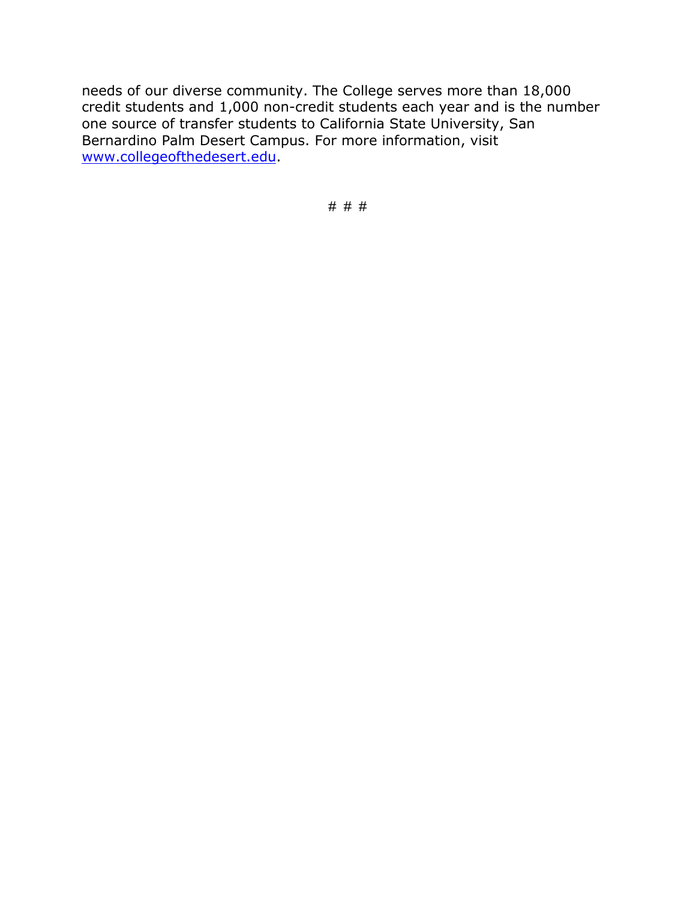needs of our diverse community. The College serves more than 18,000 credit students and 1,000 non-credit students each year and is the number one source of transfer students to California State University, San Bernardino Palm Desert Campus. For more information, visit [www.collegeofthedesert.edu](http://www.collegeofthedesert.edu).

# # #